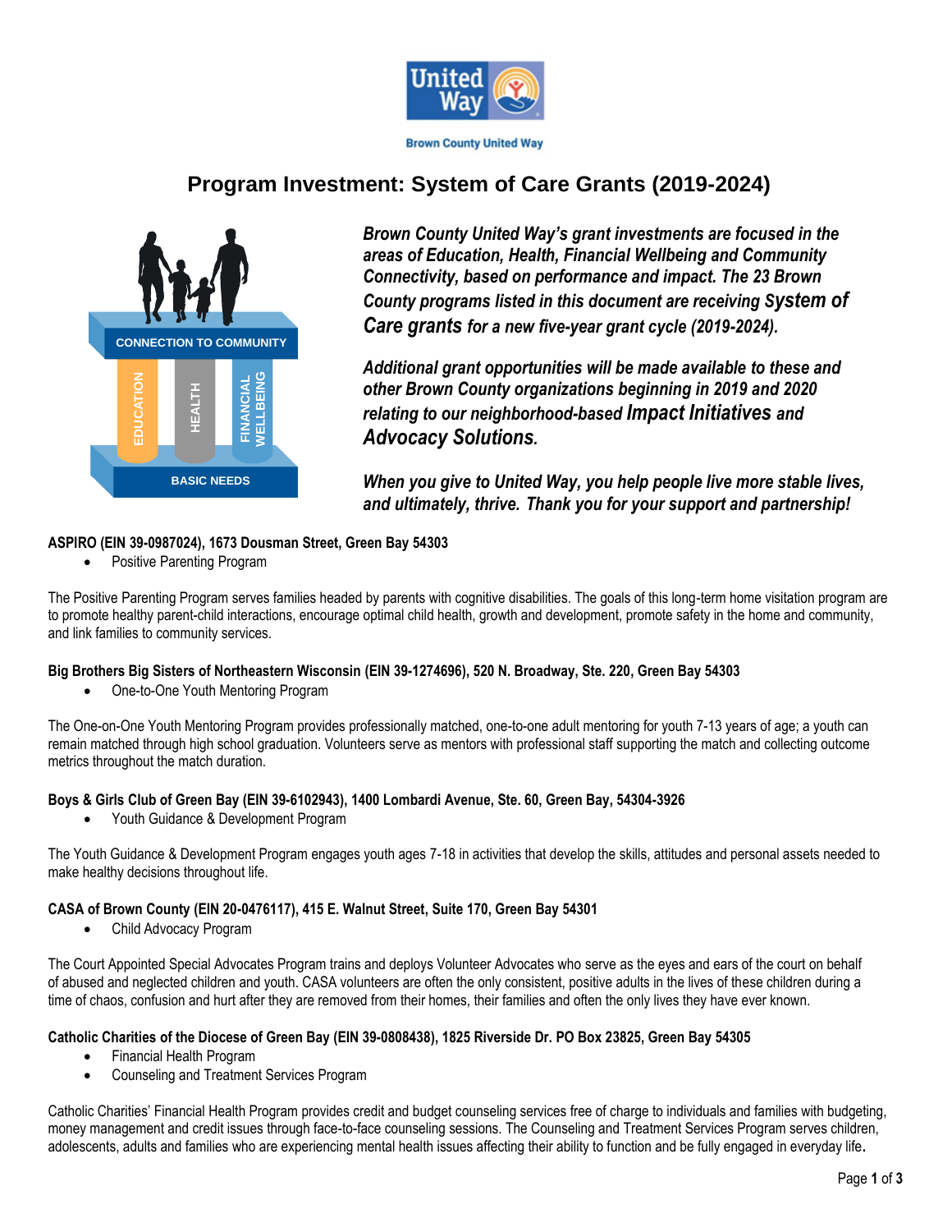Brown County United Way

# Program Investment: System of Care Grants (2019-2024)

CONNECTION TO COMMUNITY

EDUCATION | HEALTH | FINANCIAL WELLBEING

BASIC NEEDS

***Brown County United Way's grant investments are focused in the areas of Education, Health, Financial Wellbeing and Community Connectivity, based on performance and impact. The 23 Brown County programs listed in this document are receiving System of Care grants for a new five-year grant cycle (2019-2024).***

***Additional grant opportunities will be made available to these and other Brown County organizations beginning in 2019 and 2020 relating to our neighborhood-based Impact Initiatives and Advocacy Solutions.***

***When you give to United Way, you help people live more stable lives, and ultimately, thrive. Thank you for your support and partnership!***

**ASPIRO (EIN 39-0987024), 1673 Dousman Street, Green Bay 54303**

- Positive Parenting Program

The Positive Parenting Program serves families headed by parents with cognitive disabilities. The goals of this long-term home visitation program are to promote healthy parent-child interactions, encourage optimal child health, growth and development, promote safety in the home and community, and link families to community services.

**Big Brothers Big Sisters of Northeastern Wisconsin (EIN 39-1274696), 520 N. Broadway, Ste. 220, Green Bay 54303**

- One-to-One Youth Mentoring Program

The One-on-One Youth Mentoring Program provides professionally matched, one-to-one adult mentoring for youth 7-13 years of age; a youth can remain matched through high school graduation. Volunteers serve as mentors with professional staff supporting the match and collecting outcome metrics throughout the match duration.

**Boys & Girls Club of Green Bay (EIN 39-6102943), 1400 Lombardi Avenue, Ste. 60, Green Bay, 54304-3926**

- Youth Guidance & Development Program

The Youth Guidance & Development Program engages youth ages 7-18 in activities that develop the skills, attitudes and personal assets needed to make healthy decisions throughout life.

**CASA of Brown County (EIN 20-0476117), 415 E. Walnut Street, Suite 170, Green Bay 54301**

- Child Advocacy Program

The Court Appointed Special Advocates Program trains and deploys Volunteer Advocates who serve as the eyes and ears of the court on behalf of abused and neglected children and youth. CASA volunteers are often the only consistent, positive adults in the lives of these children during a time of chaos, confusion and hurt after they are removed from their homes, their families and often the only lives they have ever known.

**Catholic Charities of the Diocese of Green Bay (EIN 39-0808438), 1825 Riverside Dr. PO Box 23825, Green Bay 54305**

- Financial Health Program
- Counseling and Treatment Services Program

Catholic Charities' Financial Health Program provides credit and budget counseling services free of charge to individuals and families with budgeting, money management and credit issues through face-to-face counseling sessions. The Counseling and Treatment Services Program serves children, adolescents, adults and families who are experiencing mental health issues affecting their ability to function and be fully engaged in everyday life.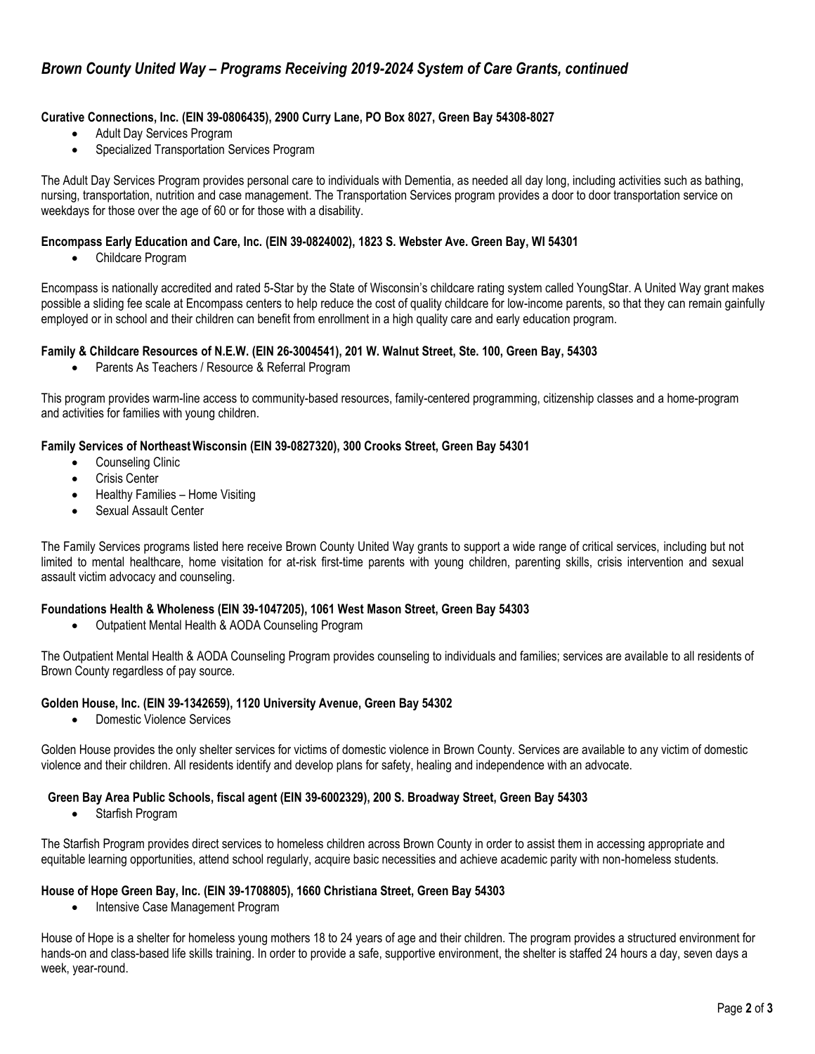## *Brown County United Way – Programs Receiving 2019-2024 System of Care Grants, continued*

**Curative Connections, Inc. (EIN 39-0806435), 2900 Curry Lane, PO Box 8027, Green Bay 54308-8027**

- Adult Day Services Program
- Specialized Transportation Services Program

The Adult Day Services Program provides personal care to individuals with Dementia, as needed all day long, including activities such as bathing, nursing, transportation, nutrition and case management. The Transportation Services program provides a door to door transportation service on weekdays for those over the age of 60 or for those with a disability.

**Encompass Early Education and Care, Inc. (EIN 39-0824002), 1823 S. Webster Ave. Green Bay, WI 54301**

- Childcare Program

Encompass is nationally accredited and rated 5-Star by the State of Wisconsin's childcare rating system called YoungStar. A United Way grant makes possible a sliding fee scale at Encompass centers to help reduce the cost of quality childcare for low-income parents, so that they can remain gainfully employed or in school and their children can benefit from enrollment in a high quality care and early education program.

**Family & Childcare Resources of N.E.W. (EIN 26-3004541), 201 W. Walnut Street, Ste. 100, Green Bay, 54303**

- Parents As Teachers / Resource & Referral Program

This program provides warm-line access to community-based resources, family-centered programming, citizenship classes and a home-program and activities for families with young children.

**Family Services of Northeast Wisconsin (EIN 39-0827320), 300 Crooks Street, Green Bay 54301**

- Counseling Clinic
- Crisis Center
- Healthy Families – Home Visiting
- Sexual Assault Center

The Family Services programs listed here receive Brown County United Way grants to support a wide range of critical services, including but not limited to mental healthcare, home visitation for at-risk first-time parents with young children, parenting skills, crisis intervention and sexual assault victim advocacy and counseling.

**Foundations Health & Wholeness (EIN 39-1047205), 1061 West Mason Street, Green Bay 54303**

- Outpatient Mental Health & AODA Counseling Program

The Outpatient Mental Health & AODA Counseling Program provides counseling to individuals and families; services are available to all residents of Brown County regardless of pay source.

**Golden House, Inc. (EIN 39-1342659), 1120 University Avenue, Green Bay 54302**

- Domestic Violence Services

Golden House provides the only shelter services for victims of domestic violence in Brown County. Services are available to any victim of domestic violence and their children. All residents identify and develop plans for safety, healing and independence with an advocate.

**Green Bay Area Public Schools, fiscal agent (EIN 39-6002329), 200 S. Broadway Street, Green Bay 54303**

- Starfish Program

The Starfish Program provides direct services to homeless children across Brown County in order to assist them in accessing appropriate and equitable learning opportunities, attend school regularly, acquire basic necessities and achieve academic parity with non-homeless students.

**House of Hope Green Bay, Inc. (EIN 39-1708805), 1660 Christiana Street, Green Bay 54303**

- Intensive Case Management Program

House of Hope is a shelter for homeless young mothers 18 to 24 years of age and their children. The program provides a structured environment for hands-on and class-based life skills training. In order to provide a safe, supportive environment, the shelter is staffed 24 hours a day, seven days a week, year-round.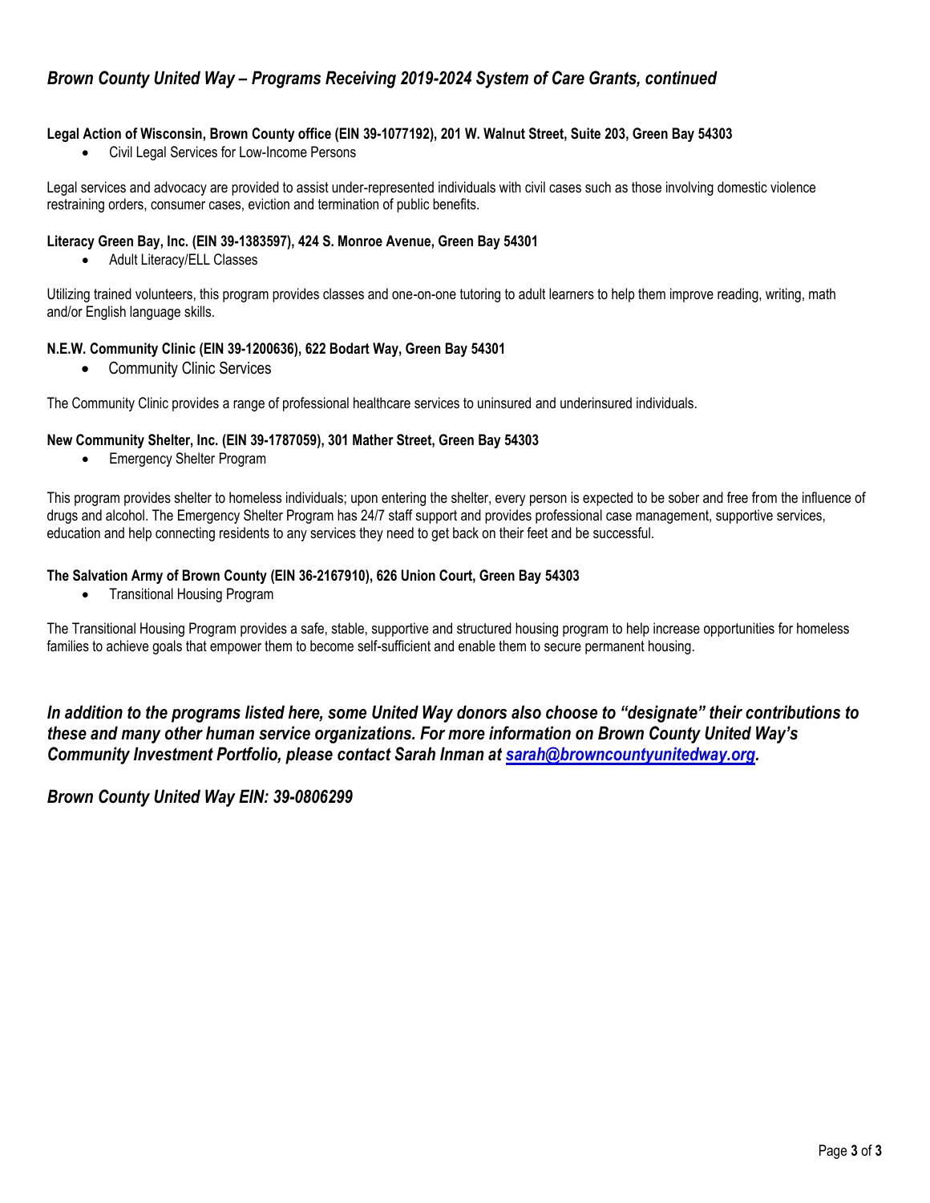## *Brown County United Way – Programs Receiving 2019-2024 System of Care Grants, continued*

**Legal Action of Wisconsin, Brown County office (EIN 39-1077192), 201 W. Walnut Street, Suite 203, Green Bay 54303**

- Civil Legal Services for Low-Income Persons

Legal services and advocacy are provided to assist under-represented individuals with civil cases such as those involving domestic violence restraining orders, consumer cases, eviction and termination of public benefits.

**Literacy Green Bay, Inc. (EIN 39-1383597), 424 S. Monroe Avenue, Green Bay 54301**

- Adult Literacy/ELL Classes

Utilizing trained volunteers, this program provides classes and one-on-one tutoring to adult learners to help them improve reading, writing, math and/or English language skills.

**N.E.W. Community Clinic (EIN 39-1200636), 622 Bodart Way, Green Bay 54301**

- Community Clinic Services

The Community Clinic provides a range of professional healthcare services to uninsured and underinsured individuals.

**New Community Shelter, Inc. (EIN 39-1787059), 301 Mather Street, Green Bay 54303**

- Emergency Shelter Program

This program provides shelter to homeless individuals; upon entering the shelter, every person is expected to be sober and free from the influence of drugs and alcohol. The Emergency Shelter Program has 24/7 staff support and provides professional case management, supportive services, education and help connecting residents to any services they need to get back on their feet and be successful.

**The Salvation Army of Brown County (EIN 36-2167910), 626 Union Court, Green Bay 54303**

- Transitional Housing Program

The Transitional Housing Program provides a safe, stable, supportive and structured housing program to help increase opportunities for homeless families to achieve goals that empower them to become self-sufficient and enable them to secure permanent housing.

***In addition to the programs listed here, some United Way donors also choose to "designate" their contributions to these and many other human service organizations. For more information on Brown County United Way's Community Investment Portfolio, please contact Sarah Inman at sarah@browncountyunitedway.org.***

***Brown County United Way EIN: 39-0806299***